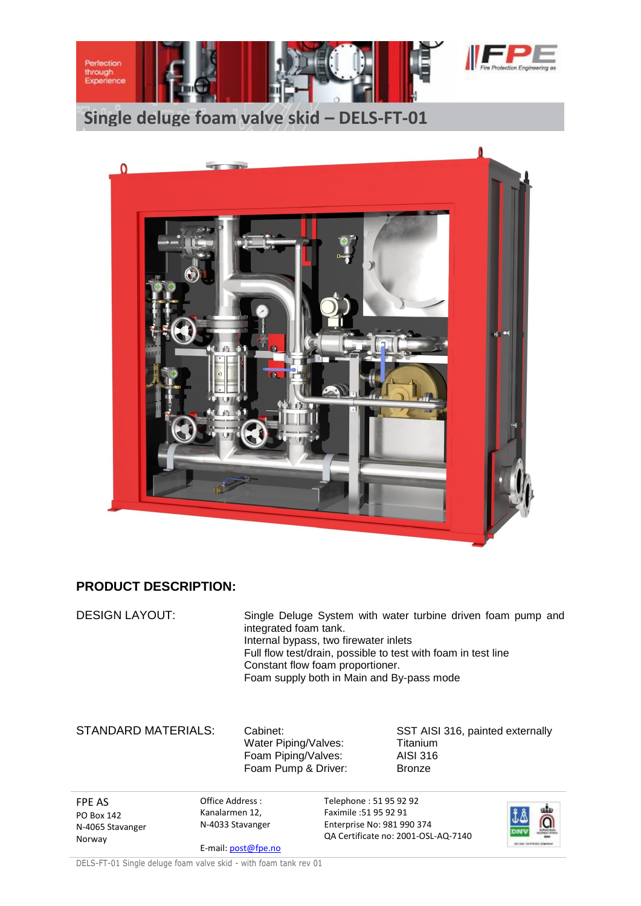# Single deluge foam valve skid – DELS-FT-01

## PRODUCT DESCRIPTION:

DESIGN LAYOUT:

Single Deluge System with water turbine driven foam pump and integrated foam tank.
Internal bypass, two firewater inlets
Full flow test/drain, possible to test with foam in test line
Constant flow foam proportioner.
Foam supply both in Main and By-pass mode

STANDARD MATERIALS:

| | |
|---|---|
| Cabinet: | SST AISI 316, painted externally |
| Water Piping/Valves: | Titanium |
| Foam Piping/Valves: | AISI 316 |
| Foam Pump & Driver: | Bronze |

FPE AS
PO Box 142
N-4065 Stavanger
Norway

Office Address :
Kanalarmen 12,
N-4033 Stavanger

E-mail: post@fpe.no

Telephone : 51 95 92 92
Faximile :51 95 92 91
Enterprise No: 981 990 374
QA Certificate no: 2001-OSL-AQ-7140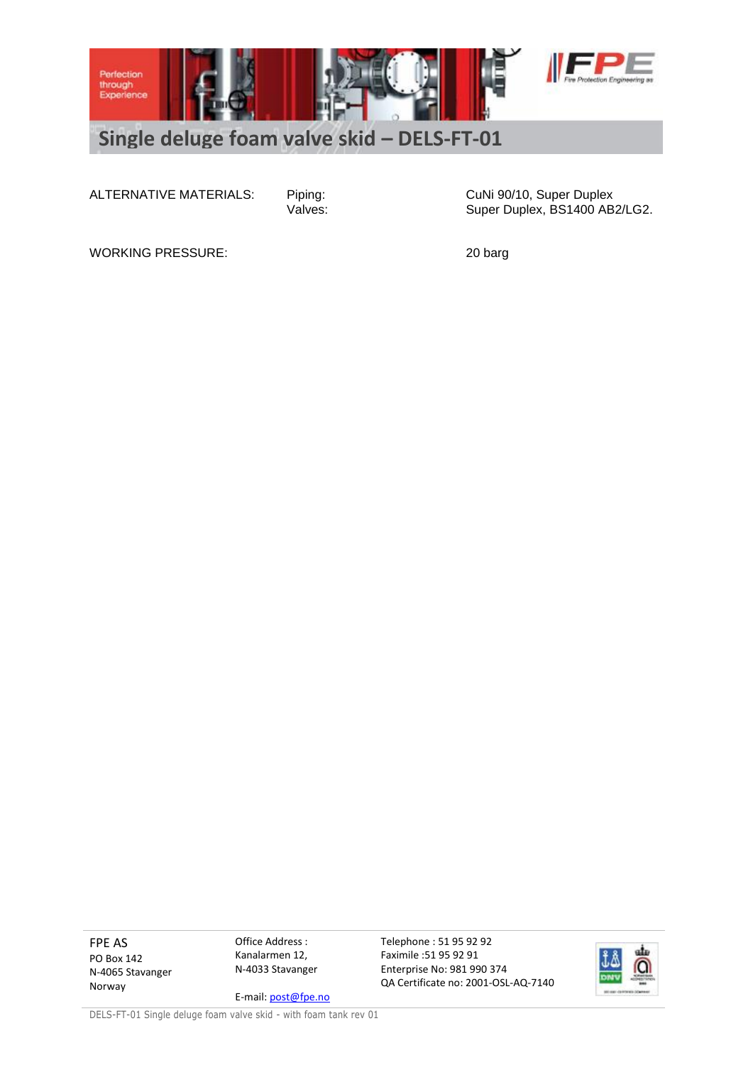# Single deluge foam valve skid – DELS-FT-01

| | | |
|---|---|---|
| ALTERNATIVE MATERIALS: | Piping:<br>Valves: | CuNi 90/10, Super Duplex<br>Super Duplex, BS1400 AB2/LG2. |
| WORKING PRESSURE: | | 20 barg |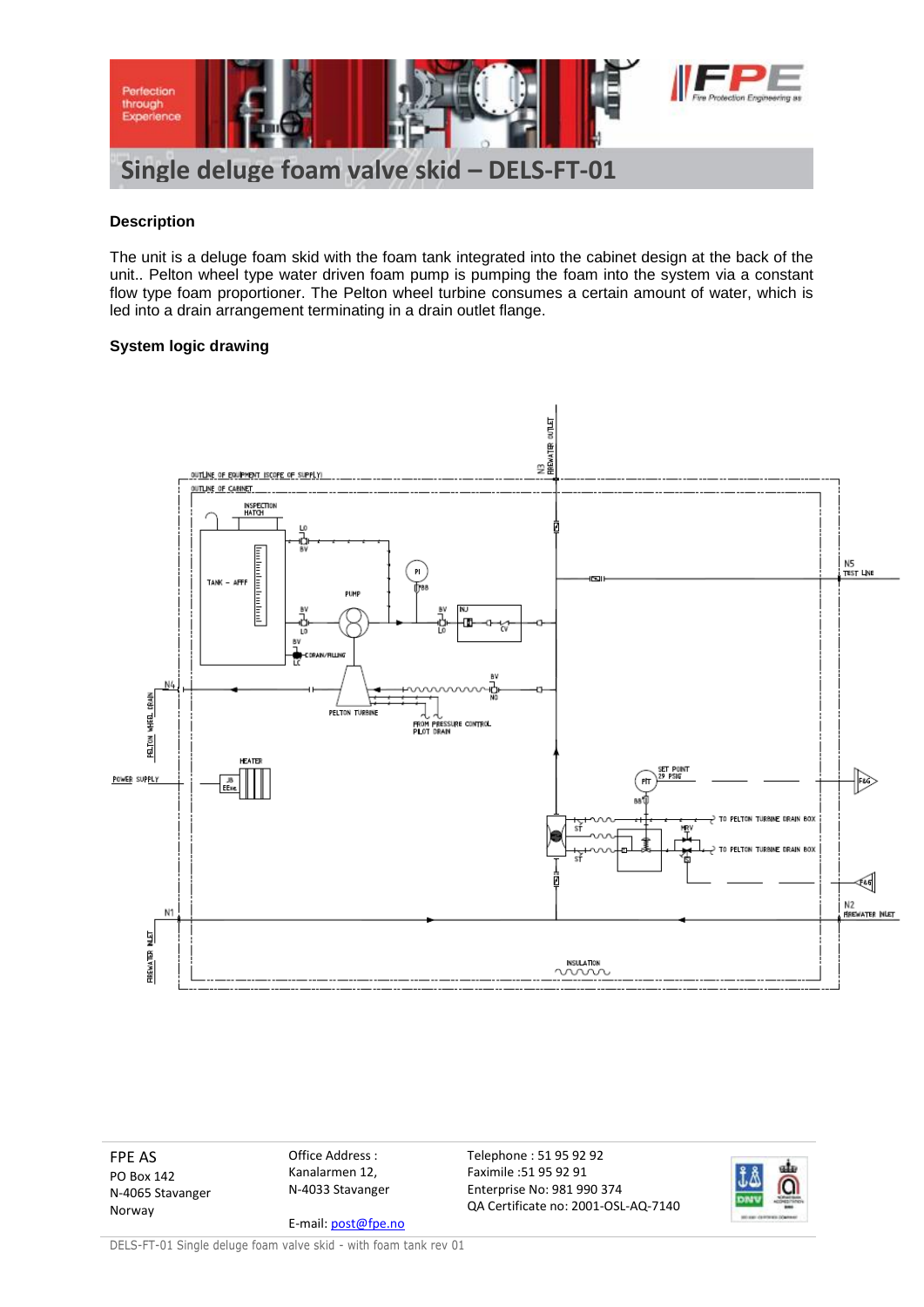# Single deluge foam valve skid – DELS-FT-01

### Description

The unit is a deluge foam skid with the foam tank integrated into the cabinet design at the back of the unit.. Pelton wheel type water driven foam pump is pumping the foam into the system via a constant flow type foam proportioner. The Pelton wheel turbine consumes a certain amount of water, which is led into a drain arrangement terminating in a drain outlet flange.

### System logic drawing

N3
FIREWATER OUTLET
OUTLINE OF EQUIPMENT (SCOPE OF SUPPLY)
OUTLINE OF CABINET
INSPECTION HATCH
TANK – AFFF
LO
BV
PI
BB
PUMP
BV
LO
BV
LO
INJ
CV
BV
LO
DRAIN/FILLING
LC
N5
TEST LINE
N4
PELTON WHEEL DRAIN
PELTON TURBINE
BV
NO
FROM PRESSURE CONTROL PILOT DRAIN
HEATER
POWER SUPPLY
JB
EExe
SET POINT
29 PSIG
PIT
BB
F&G
ST
TO PELTON TURBINE DRAIN BOX
MRV
ST
TO PELTON TURBINE DRAIN BOX
ST
F&G
N1
FIREWATER INLET
N2
FIREWATER INLET
INSULATION

FPE AS
PO Box 142
N-4065 Stavanger
Norway

Office Address :
Kanalarmen 12,
N-4033 Stavanger

E-mail: post@fpe.no

Telephone : 51 95 92 92
Faximile :51 95 92 91
Enterprise No: 981 990 374
QA Certificate no: 2001-OSL-AQ-7140